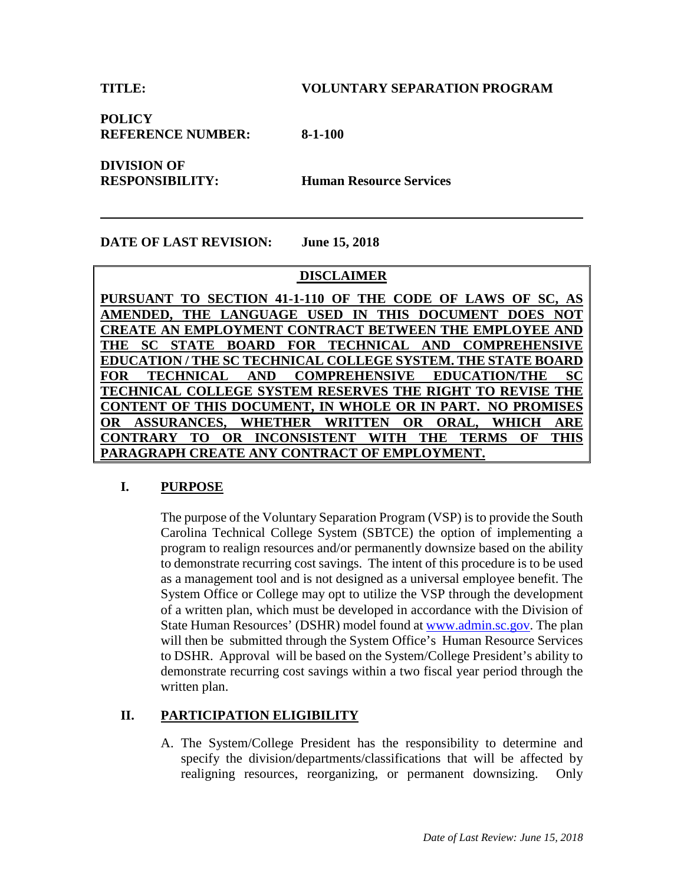**TITLE:** **VOLUNTARY SEPARATION PROGRAM**

**POLICY REFERENCE NUMBER:** **8-1-100**

**DIVISION OF RESPONSIBILITY:** **Human Resource Services**

---

**DATE OF LAST REVISION:** **June 15, 2018**

**DISCLAIMER**

**PURSUANT TO SECTION 41-1-110 OF THE CODE OF LAWS OF SC, AS AMENDED, THE LANGUAGE USED IN THIS DOCUMENT DOES NOT CREATE AN EMPLOYMENT CONTRACT BETWEEN THE EMPLOYEE AND THE SC STATE BOARD FOR TECHNICAL AND COMPREHENSIVE EDUCATION / THE SC TECHNICAL COLLEGE SYSTEM. THE STATE BOARD FOR TECHNICAL AND COMPREHENSIVE EDUCATION/THE SC TECHNICAL COLLEGE SYSTEM RESERVES THE RIGHT TO REVISE THE CONTENT OF THIS DOCUMENT, IN WHOLE OR IN PART. NO PROMISES OR ASSURANCES, WHETHER WRITTEN OR ORAL, WHICH ARE CONTRARY TO OR INCONSISTENT WITH THE TERMS OF THIS PARAGRAPH CREATE ANY CONTRACT OF EMPLOYMENT.**

## I. PURPOSE

The purpose of the Voluntary Separation Program (VSP) is to provide the South Carolina Technical College System (SBTCE) the option of implementing a program to realign resources and/or permanently downsize based on the ability to demonstrate recurring cost savings. The intent of this procedure is to be used as a management tool and is not designed as a universal employee benefit. The System Office or College may opt to utilize the VSP through the development of a written plan, which must be developed in accordance with the Division of State Human Resources' (DSHR) model found at www.admin.sc.gov. The plan will then be submitted through the System Office's Human Resource Services to DSHR. Approval will be based on the System/College President's ability to demonstrate recurring cost savings within a two fiscal year period through the written plan.

## II. PARTICIPATION ELIGIBILITY

A. The System/College President has the responsibility to determine and specify the division/departments/classifications that will be affected by realigning resources, reorganizing, or permanent downsizing. Only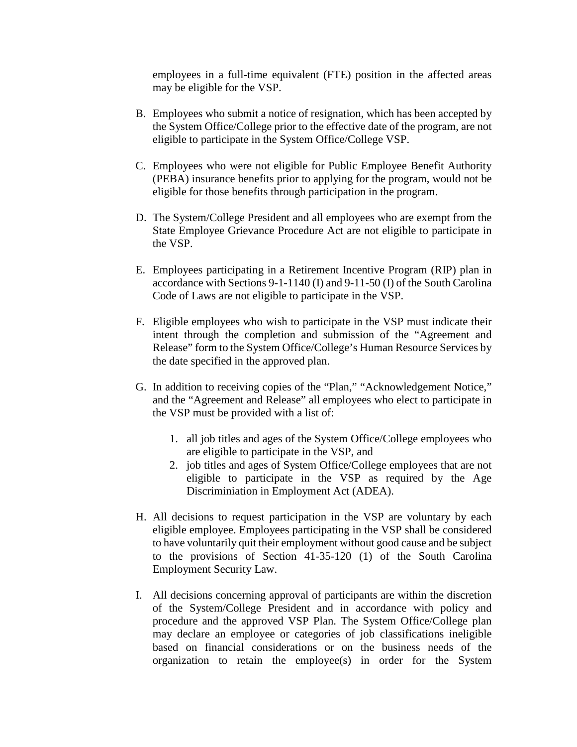employees in a full-time equivalent (FTE) position in the affected areas may be eligible for the VSP.

B. Employees who submit a notice of resignation, which has been accepted by the System Office/College prior to the effective date of the program, are not eligible to participate in the System Office/College VSP.

C. Employees who were not eligible for Public Employee Benefit Authority (PEBA) insurance benefits prior to applying for the program, would not be eligible for those benefits through participation in the program.

D. The System/College President and all employees who are exempt from the State Employee Grievance Procedure Act are not eligible to participate in the VSP.

E. Employees participating in a Retirement Incentive Program (RIP) plan in accordance with Sections 9-1-1140 (I) and 9-11-50 (I) of the South Carolina Code of Laws are not eligible to participate in the VSP.

F. Eligible employees who wish to participate in the VSP must indicate their intent through the completion and submission of the "Agreement and Release" form to the System Office/College's Human Resource Services by the date specified in the approved plan.

G. In addition to receiving copies of the "Plan," "Acknowledgement Notice," and the "Agreement and Release" all employees who elect to participate in the VSP must be provided with a list of:

   1. all job titles and ages of the System Office/College employees who are eligible to participate in the VSP, and
   2. job titles and ages of System Office/College employees that are not eligible to participate in the VSP as required by the Age Discriminiation in Employment Act (ADEA).

H. All decisions to request participation in the VSP are voluntary by each eligible employee. Employees participating in the VSP shall be considered to have voluntarily quit their employment without good cause and be subject to the provisions of Section 41-35-120 (1) of the South Carolina Employment Security Law.

I. All decisions concerning approval of participants are within the discretion of the System/College President and in accordance with policy and procedure and the approved VSP Plan. The System Office/College plan may declare an employee or categories of job classifications ineligible based on financial considerations or on the business needs of the organization to retain the employee(s) in order for the System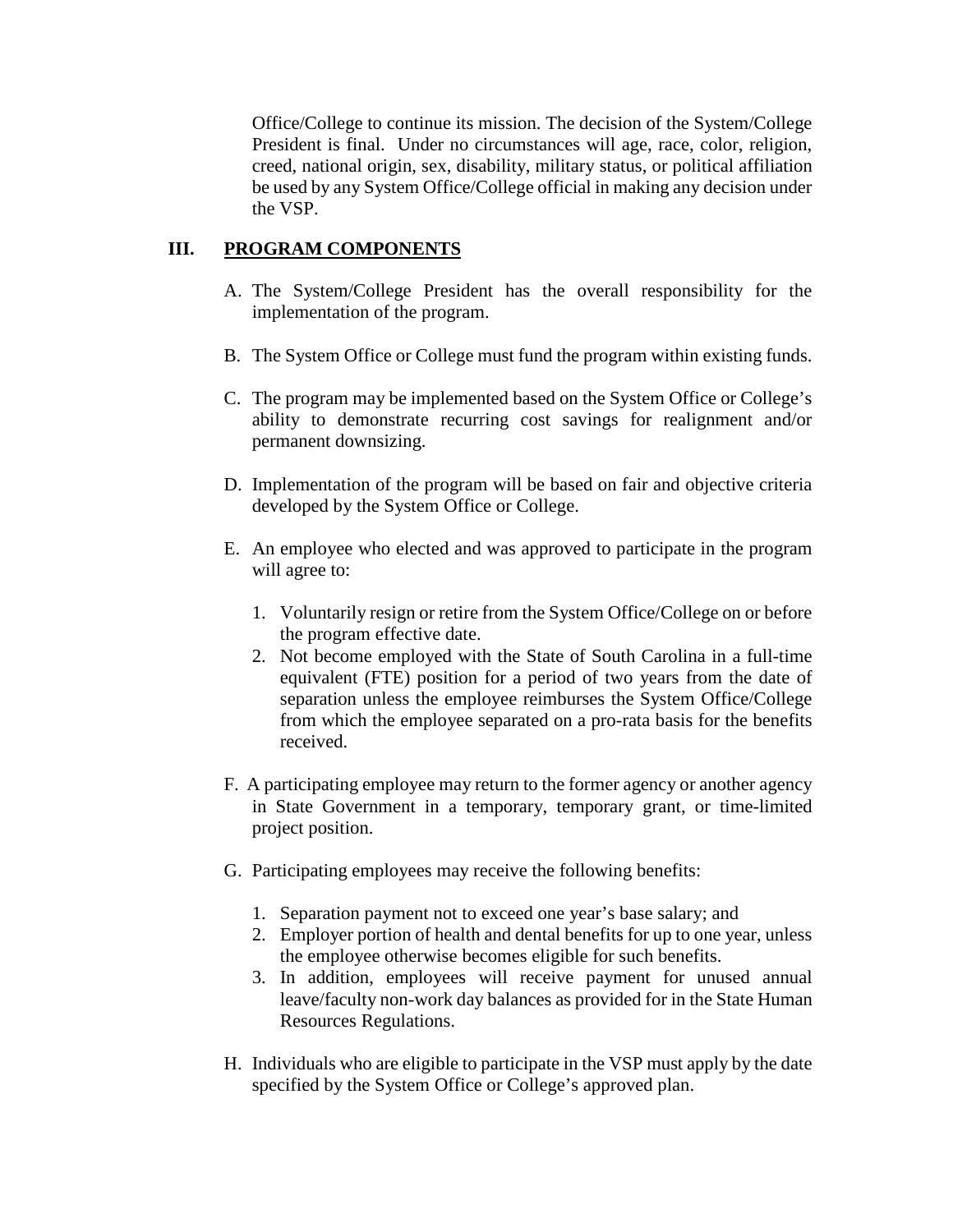Office/College to continue its mission. The decision of the System/College President is final. Under no circumstances will age, race, color, religion, creed, national origin, sex, disability, military status, or political affiliation be used by any System Office/College official in making any decision under the VSP.

## III. PROGRAM COMPONENTS

A. The System/College President has the overall responsibility for the implementation of the program.

B. The System Office or College must fund the program within existing funds.

C. The program may be implemented based on the System Office or College's ability to demonstrate recurring cost savings for realignment and/or permanent downsizing.

D. Implementation of the program will be based on fair and objective criteria developed by the System Office or College.

E. An employee who elected and was approved to participate in the program will agree to:

   1. Voluntarily resign or retire from the System Office/College on or before the program effective date.
   2. Not become employed with the State of South Carolina in a full-time equivalent (FTE) position for a period of two years from the date of separation unless the employee reimburses the System Office/College from which the employee separated on a pro-rata basis for the benefits received.

F. A participating employee may return to the former agency or another agency in State Government in a temporary, temporary grant, or time-limited project position.

G. Participating employees may receive the following benefits:

   1. Separation payment not to exceed one year's base salary; and
   2. Employer portion of health and dental benefits for up to one year, unless the employee otherwise becomes eligible for such benefits.
   3. In addition, employees will receive payment for unused annual leave/faculty non-work day balances as provided for in the State Human Resources Regulations.

H. Individuals who are eligible to participate in the VSP must apply by the date specified by the System Office or College's approved plan.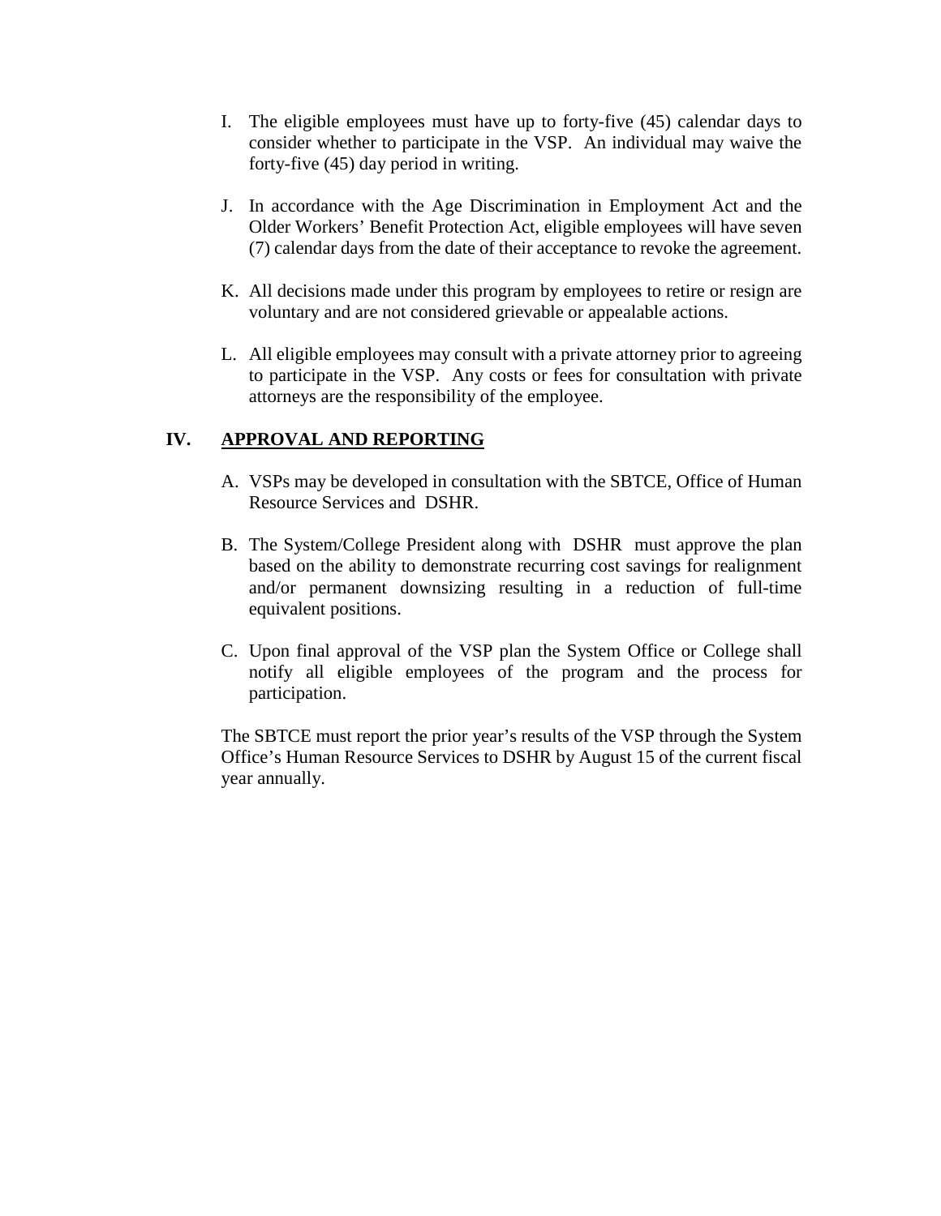I. The eligible employees must have up to forty-five (45) calendar days to consider whether to participate in the VSP. An individual may waive the forty-five (45) day period in writing.

J. In accordance with the Age Discrimination in Employment Act and the Older Workers' Benefit Protection Act, eligible employees will have seven (7) calendar days from the date of their acceptance to revoke the agreement.

K. All decisions made under this program by employees to retire or resign are voluntary and are not considered grievable or appealable actions.

L. All eligible employees may consult with a private attorney prior to agreeing to participate in the VSP. Any costs or fees for consultation with private attorneys are the responsibility of the employee.

## IV. APPROVAL AND REPORTING

A. VSPs may be developed in consultation with the SBTCE, Office of Human Resource Services and DSHR.

B. The System/College President along with DSHR must approve the plan based on the ability to demonstrate recurring cost savings for realignment and/or permanent downsizing resulting in a reduction of full-time equivalent positions.

C. Upon final approval of the VSP plan the System Office or College shall notify all eligible employees of the program and the process for participation.

The SBTCE must report the prior year's results of the VSP through the System Office's Human Resource Services to DSHR by August 15 of the current fiscal year annually.